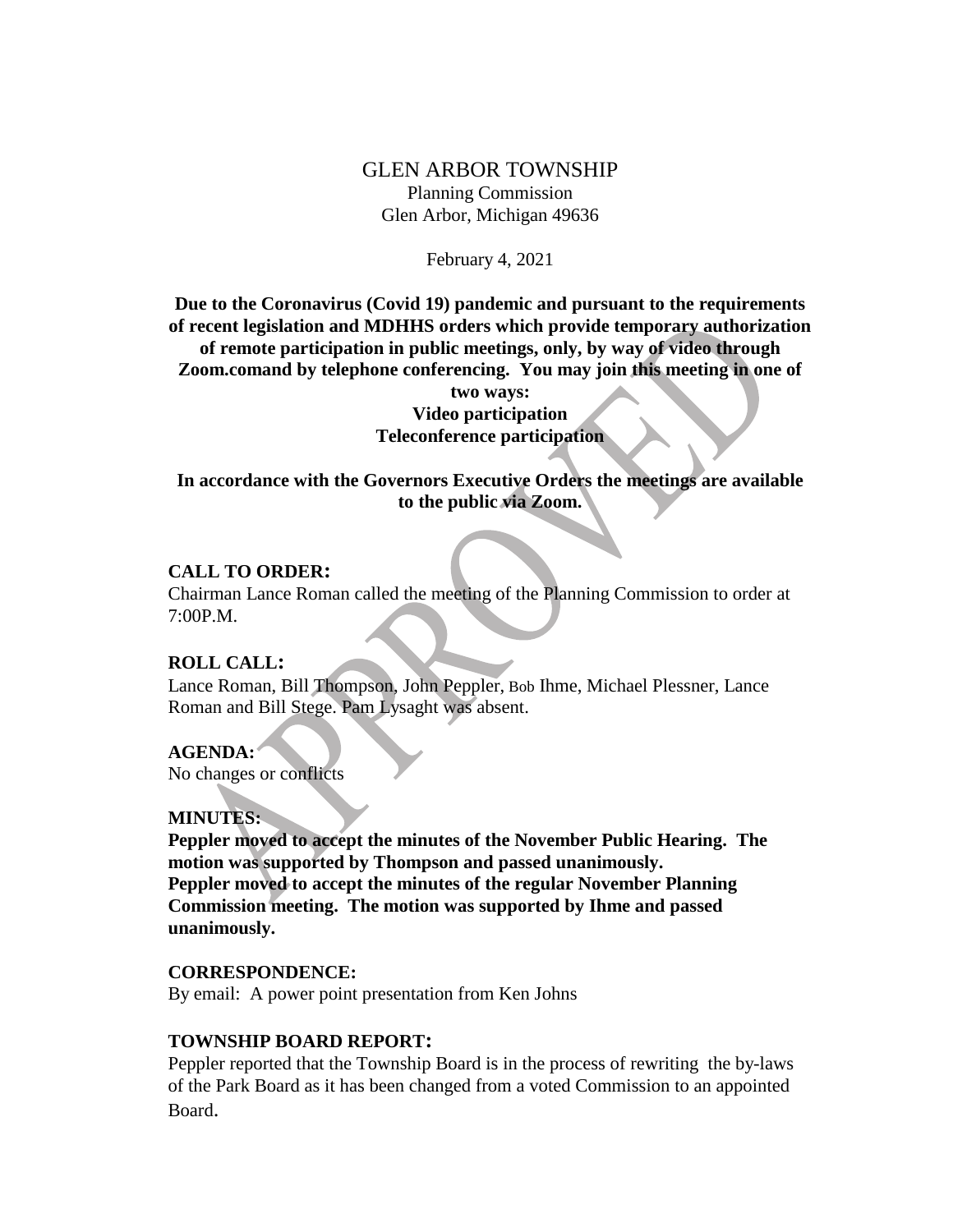# GLEN ARBOR TOWNSHIP

Planning Commission
Glen Arbor, Michigan 49636

February 4, 2021

**Due to the Coronavirus (Covid 19) pandemic and pursuant to the requirements of recent legislation and MDHHS orders which provide temporary authorization of remote participation in public meetings, only, by way of video through Zoom.comand by telephone conferencing. You may join this meeting in one of two ways:**
**Video participation**
**Teleconference participation**

**In accordance with the Governors Executive Orders the meetings are available to the public via Zoom.**

**CALL TO ORDER:**
Chairman Lance Roman called the meeting of the Planning Commission to order at 7:00P.M.

**ROLL CALL:**
Lance Roman, Bill Thompson, John Peppler, Bob Ihme, Michael Plessner, Lance Roman and Bill Stege. Pam Lysaght was absent.

**AGENDA:**
No changes or conflicts

**MINUTES:**
**Peppler moved to accept the minutes of the November Public Hearing. The motion was supported by Thompson and passed unanimously.**
**Peppler moved to accept the minutes of the regular November Planning Commission meeting. The motion was supported by Ihme and passed unanimously.**

**CORRESPONDENCE:**
By email: A power point presentation from Ken Johns

**TOWNSHIP BOARD REPORT:**
Peppler reported that the Township Board is in the process of rewriting the by-laws of the Park Board as it has been changed from a voted Commission to an appointed Board.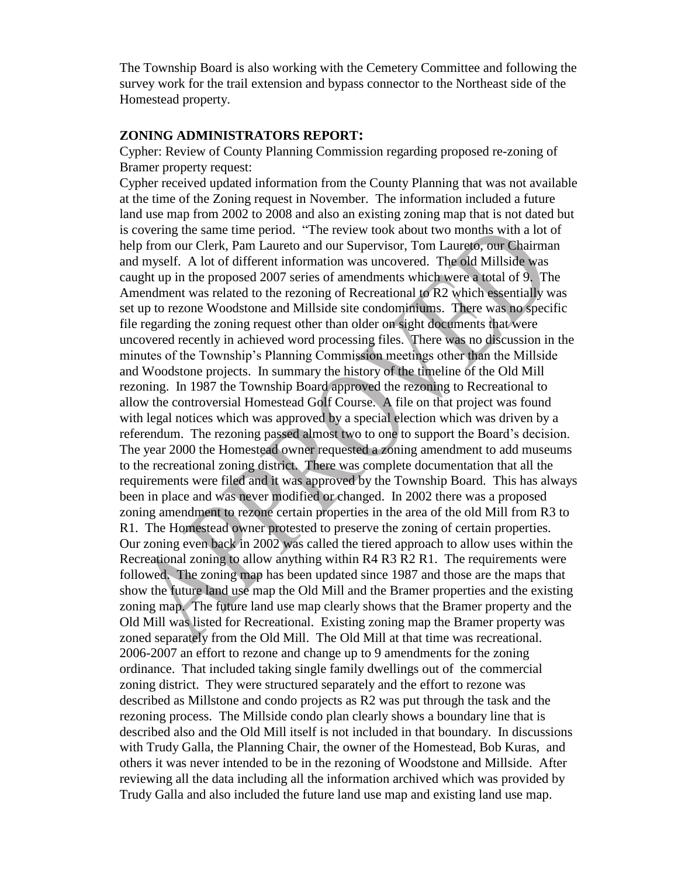The Township Board is also working with the Cemetery Committee and following the survey work for the trail extension and bypass connector to the Northeast side of the Homestead property.

## ZONING ADMINISTRATORS REPORT:

Cypher: Review of County Planning Commission regarding proposed re-zoning of Bramer property request:

Cypher received updated information from the County Planning that was not available at the time of the Zoning request in November. The information included a future land use map from 2002 to 2008 and also an existing zoning map that is not dated but is covering the same time period. "The review took about two months with a lot of help from our Clerk, Pam Laureto and our Supervisor, Tom Laureto, our Chairman and myself. A lot of different information was uncovered. The old Millside was caught up in the proposed 2007 series of amendments which were a total of 9. The Amendment was related to the rezoning of Recreational to R2 which essentially was set up to rezone Woodstone and Millside site condominiums. There was no specific file regarding the zoning request other than older on sight documents that were uncovered recently in achieved word processing files. There was no discussion in the minutes of the Township's Planning Commission meetings other than the Millside and Woodstone projects. In summary the history of the timeline of the Old Mill rezoning. In 1987 the Township Board approved the rezoning to Recreational to allow the controversial Homestead Golf Course. A file on that project was found with legal notices which was approved by a special election which was driven by a referendum. The rezoning passed almost two to one to support the Board's decision. The year 2000 the Homestead owner requested a zoning amendment to add museums to the recreational zoning district. There was complete documentation that all the requirements were filed and it was approved by the Township Board. This has always been in place and was never modified or changed. In 2002 there was a proposed zoning amendment to rezone certain properties in the area of the old Mill from R3 to R1. The Homestead owner protested to preserve the zoning of certain properties. Our zoning even back in 2002 was called the tiered approach to allow uses within the Recreational zoning to allow anything within R4 R3 R2 R1. The requirements were followed. The zoning map has been updated since 1987 and those are the maps that show the future land use map the Old Mill and the Bramer properties and the existing zoning map. The future land use map clearly shows that the Bramer property and the Old Mill was listed for Recreational. Existing zoning map the Bramer property was zoned separately from the Old Mill. The Old Mill at that time was recreational. 2006-2007 an effort to rezone and change up to 9 amendments for the zoning ordinance. That included taking single family dwellings out of the commercial zoning district. They were structured separately and the effort to rezone was described as Millstone and condo projects as R2 was put through the task and the rezoning process. The Millside condo plan clearly shows a boundary line that is described also and the Old Mill itself is not included in that boundary. In discussions with Trudy Galla, the Planning Chair, the owner of the Homestead, Bob Kuras, and others it was never intended to be in the rezoning of Woodstone and Millside. After reviewing all the data including all the information archived which was provided by Trudy Galla and also included the future land use map and existing land use map.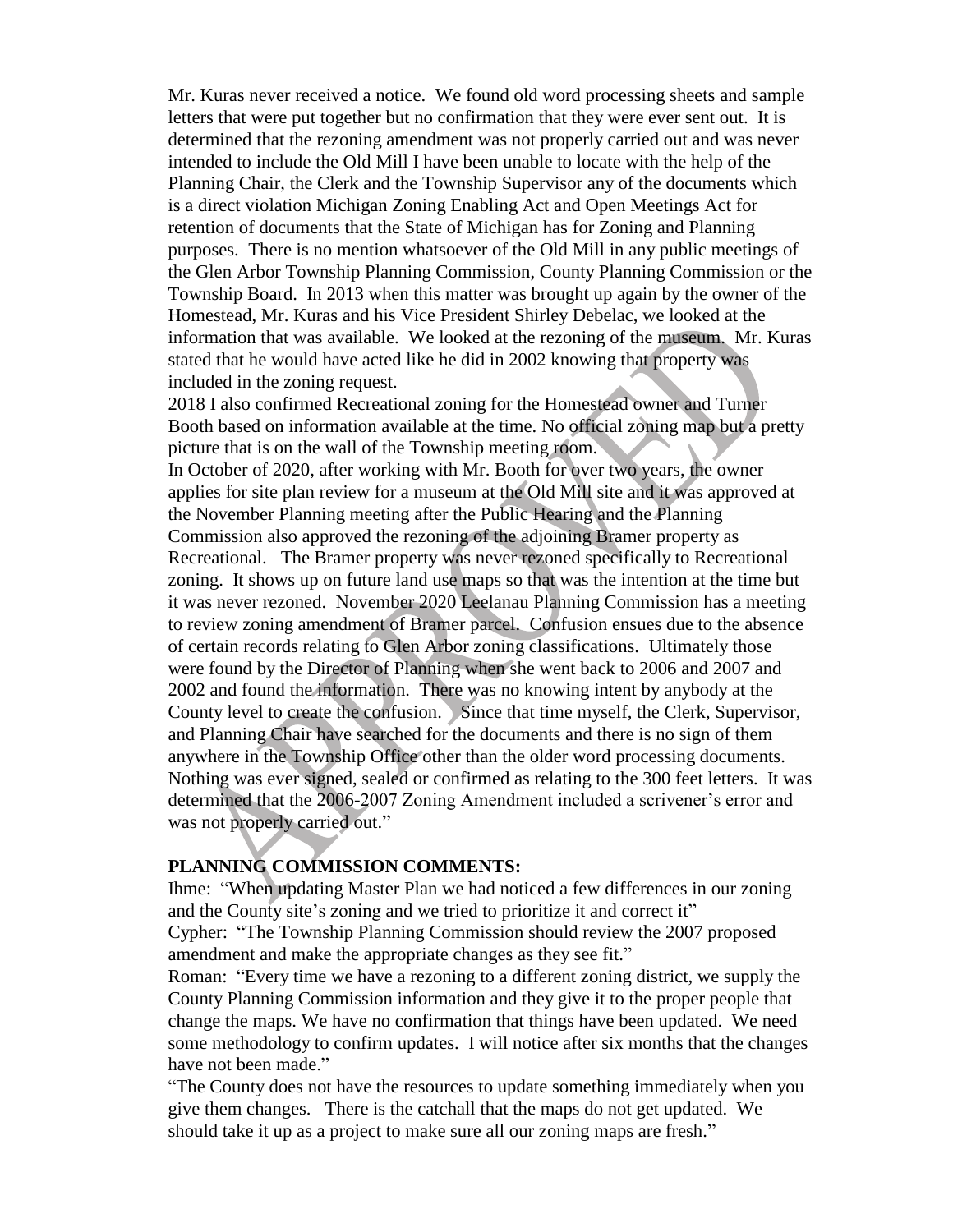Mr. Kuras never received a notice. We found old word processing sheets and sample letters that were put together but no confirmation that they were ever sent out. It is determined that the rezoning amendment was not properly carried out and was never intended to include the Old Mill I have been unable to locate with the help of the Planning Chair, the Clerk and the Township Supervisor any of the documents which is a direct violation Michigan Zoning Enabling Act and Open Meetings Act for retention of documents that the State of Michigan has for Zoning and Planning purposes. There is no mention whatsoever of the Old Mill in any public meetings of the Glen Arbor Township Planning Commission, County Planning Commission or the Township Board. In 2013 when this matter was brought up again by the owner of the Homestead, Mr. Kuras and his Vice President Shirley Debelac, we looked at the information that was available. We looked at the rezoning of the museum. Mr. Kuras stated that he would have acted like he did in 2002 knowing that property was included in the zoning request.

2018 I also confirmed Recreational zoning for the Homestead owner and Turner Booth based on information available at the time. No official zoning map but a pretty picture that is on the wall of the Township meeting room.

In October of 2020, after working with Mr. Booth for over two years, the owner applies for site plan review for a museum at the Old Mill site and it was approved at the November Planning meeting after the Public Hearing and the Planning Commission also approved the rezoning of the adjoining Bramer property as Recreational. The Bramer property was never rezoned specifically to Recreational zoning. It shows up on future land use maps so that was the intention at the time but it was never rezoned. November 2020 Leelanau Planning Commission has a meeting to review zoning amendment of Bramer parcel. Confusion ensues due to the absence of certain records relating to Glen Arbor zoning classifications. Ultimately those were found by the Director of Planning when she went back to 2006 and 2007 and 2002 and found the information. There was no knowing intent by anybody at the County level to create the confusion. Since that time myself, the Clerk, Supervisor, and Planning Chair have searched for the documents and there is no sign of them anywhere in the Township Office other than the older word processing documents. Nothing was ever signed, sealed or confirmed as relating to the 300 feet letters. It was determined that the 2006-2007 Zoning Amendment included a scrivener's error and was not properly carried out."

**PLANNING COMMISSION COMMENTS:**

Ihme: "When updating Master Plan we had noticed a few differences in our zoning and the County site's zoning and we tried to prioritize it and correct it"

Cypher: "The Township Planning Commission should review the 2007 proposed amendment and make the appropriate changes as they see fit."

Roman: "Every time we have a rezoning to a different zoning district, we supply the County Planning Commission information and they give it to the proper people that change the maps. We have no confirmation that things have been updated. We need some methodology to confirm updates. I will notice after six months that the changes have not been made."

"The County does not have the resources to update something immediately when you give them changes. There is the catchall that the maps do not get updated. We should take it up as a project to make sure all our zoning maps are fresh."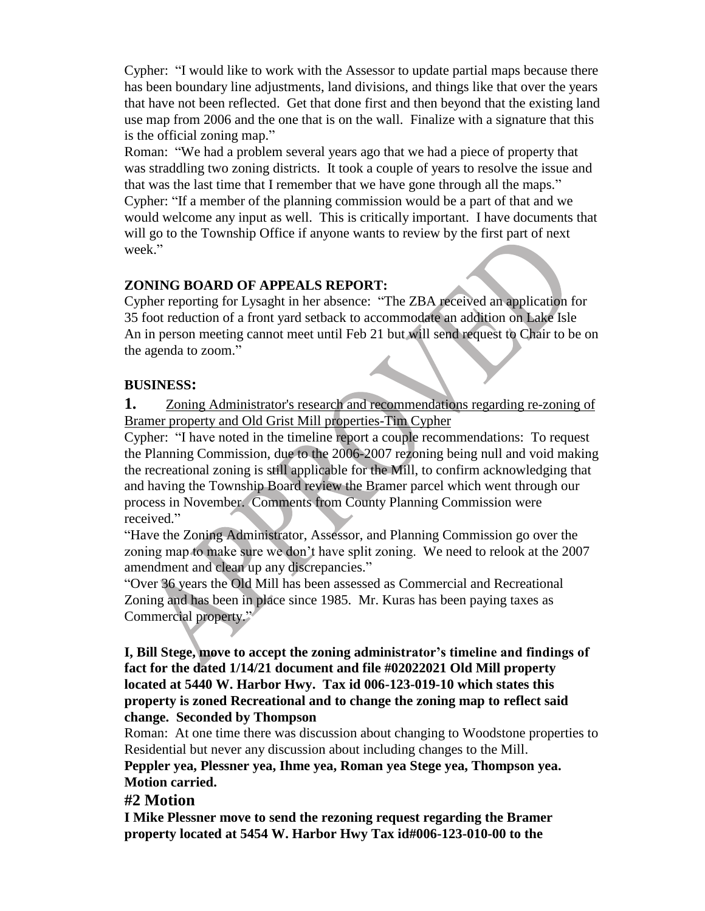Cypher: "I would like to work with the Assessor to update partial maps because there has been boundary line adjustments, land divisions, and things like that over the years that have not been reflected. Get that done first and then beyond that the existing land use map from 2006 and the one that is on the wall. Finalize with a signature that this is the official zoning map."

Roman: "We had a problem several years ago that we had a piece of property that was straddling two zoning districts. It took a couple of years to resolve the issue and that was the last time that I remember that we have gone through all the maps."

Cypher: "If a member of the planning commission would be a part of that and we would welcome any input as well. This is critically important. I have documents that will go to the Township Office if anyone wants to review by the first part of next week."

**ZONING BOARD OF APPEALS REPORT:**

Cypher reporting for Lysaght in her absence: "The ZBA received an application for 35 foot reduction of a front yard setback to accommodate an addition on Lake Isle An in person meeting cannot meet until Feb 21 but will send request to Chair to be on the agenda to zoom."

**BUSINESS:**

**1.** Zoning Administrator's research and recommendations regarding re-zoning of Bramer property and Old Grist Mill properties-Tim Cypher

Cypher: "I have noted in the timeline report a couple recommendations: To request the Planning Commission, due to the 2006-2007 rezoning being null and void making the recreational zoning is still applicable for the Mill, to confirm acknowledging that and having the Township Board review the Bramer parcel which went through our process in November. Comments from County Planning Commission were received."

"Have the Zoning Administrator, Assessor, and Planning Commission go over the zoning map to make sure we don't have split zoning. We need to relook at the 2007 amendment and clean up any discrepancies."

"Over 36 years the Old Mill has been assessed as Commercial and Recreational Zoning and has been in place since 1985. Mr. Kuras has been paying taxes as Commercial property."

**I, Bill Stege, move to accept the zoning administrator's timeline and findings of fact for the dated 1/14/21 document and file #02022021 Old Mill property located at 5440 W. Harbor Hwy. Tax id 006-123-019-10 which states this property is zoned Recreational and to change the zoning map to reflect said change. Seconded by Thompson**

Roman: At one time there was discussion about changing to Woodstone properties to Residential but never any discussion about including changes to the Mill.

**Peppler yea, Plessner yea, Ihme yea, Roman yea Stege yea, Thompson yea. Motion carried.**

## #2 Motion

**I Mike Plessner move to send the rezoning request regarding the Bramer property located at 5454 W. Harbor Hwy Tax id#006-123-010-00 to the**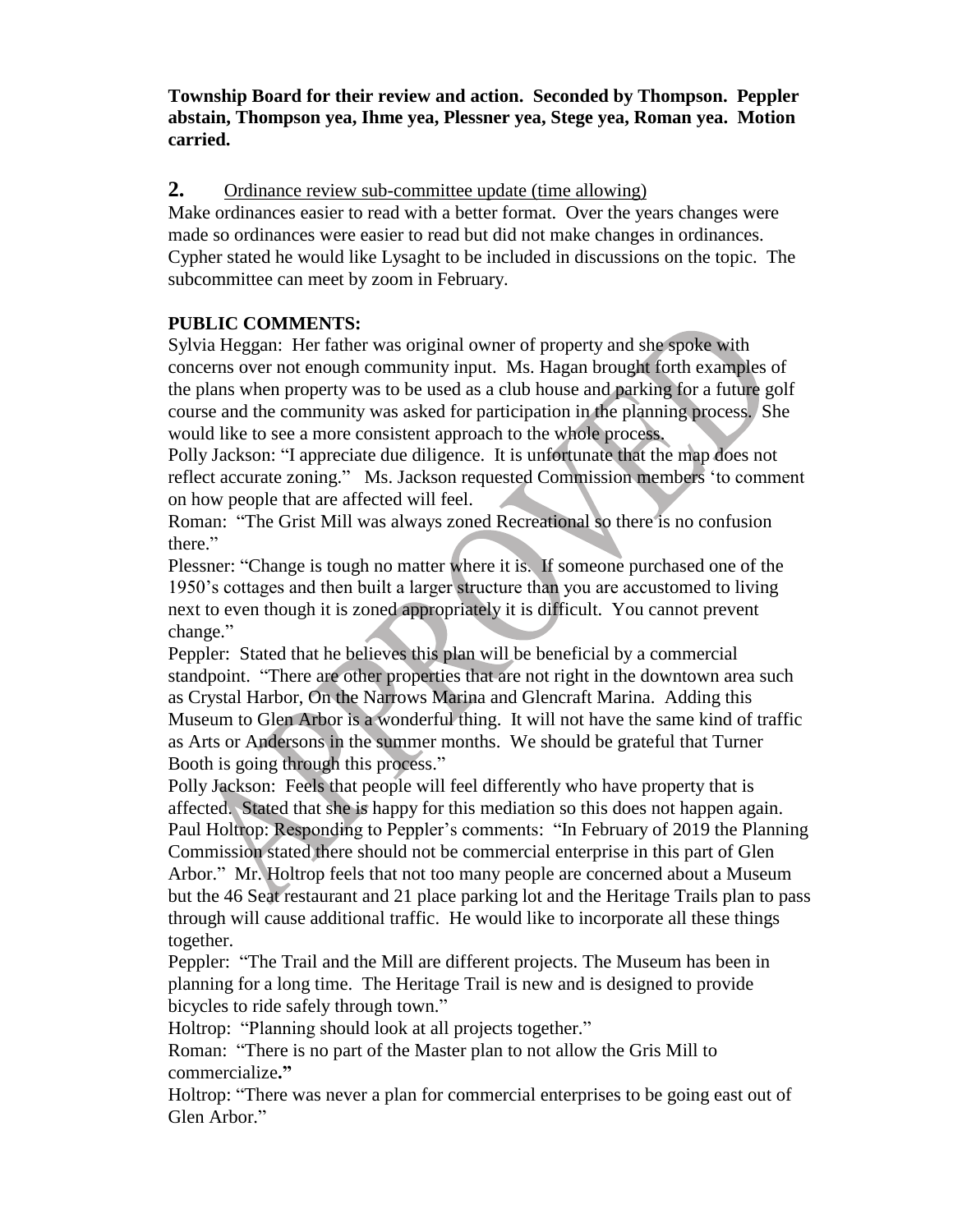**Township Board for their review and action. Seconded by Thompson. Peppler abstain, Thompson yea, Ihme yea, Plessner yea, Stege yea, Roman yea. Motion carried.**

**2.** Ordinance review sub-committee update (time allowing)

Make ordinances easier to read with a better format. Over the years changes were made so ordinances were easier to read but did not make changes in ordinances. Cypher stated he would like Lysaght to be included in discussions on the topic. The subcommittee can meet by zoom in February.

**PUBLIC COMMENTS:**

Sylvia Heggan: Her father was original owner of property and she spoke with concerns over not enough community input. Ms. Hagan brought forth examples of the plans when property was to be used as a club house and parking for a future golf course and the community was asked for participation in the planning process. She would like to see a more consistent approach to the whole process.

Polly Jackson: "I appreciate due diligence. It is unfortunate that the map does not reflect accurate zoning." Ms. Jackson requested Commission members 'to comment on how people that are affected will feel.

Roman: "The Grist Mill was always zoned Recreational so there is no confusion there."

Plessner: "Change is tough no matter where it is. If someone purchased one of the 1950's cottages and then built a larger structure than you are accustomed to living next to even though it is zoned appropriately it is difficult. You cannot prevent change."

Peppler: Stated that he believes this plan will be beneficial by a commercial standpoint. "There are other properties that are not right in the downtown area such as Crystal Harbor, On the Narrows Marina and Glencraft Marina. Adding this Museum to Glen Arbor is a wonderful thing. It will not have the same kind of traffic as Arts or Andersons in the summer months. We should be grateful that Turner Booth is going through this process."

Polly Jackson: Feels that people will feel differently who have property that is affected. Stated that she is happy for this mediation so this does not happen again.

Paul Holtrop: Responding to Peppler's comments: "In February of 2019 the Planning Commission stated there should not be commercial enterprise in this part of Glen Arbor." Mr. Holtrop feels that not too many people are concerned about a Museum but the 46 Seat restaurant and 21 place parking lot and the Heritage Trails plan to pass through will cause additional traffic. He would like to incorporate all these things together.

Peppler: "The Trail and the Mill are different projects. The Museum has been in planning for a long time. The Heritage Trail is new and is designed to provide bicycles to ride safely through town."

Holtrop: "Planning should look at all projects together."

Roman: "There is no part of the Master plan to not allow the Gris Mill to commercialize**."**

Holtrop: "There was never a plan for commercial enterprises to be going east out of Glen Arbor."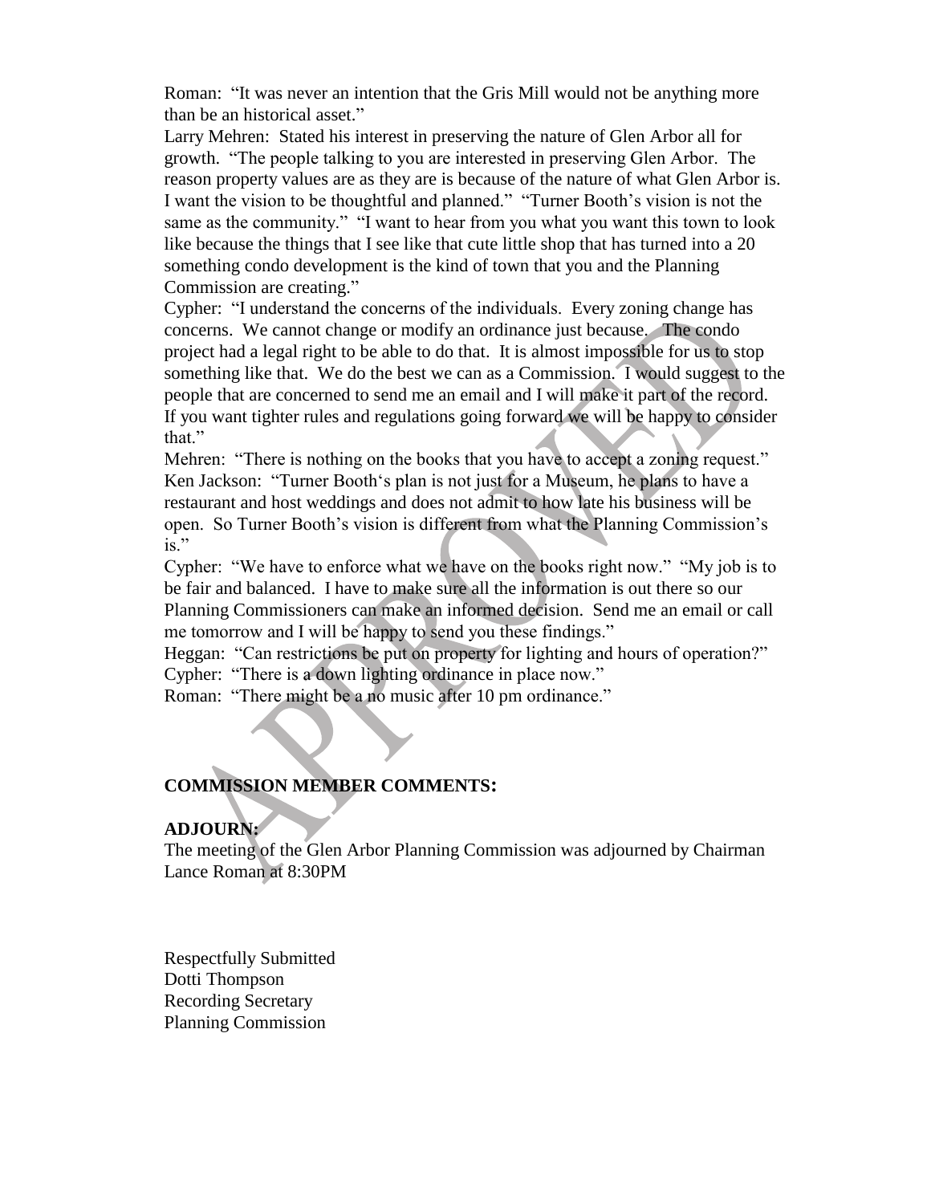Roman: "It was never an intention that the Gris Mill would not be anything more than be an historical asset."

Larry Mehren: Stated his interest in preserving the nature of Glen Arbor all for growth. "The people talking to you are interested in preserving Glen Arbor. The reason property values are as they are is because of the nature of what Glen Arbor is. I want the vision to be thoughtful and planned." "Turner Booth's vision is not the same as the community." "I want to hear from you what you want this town to look like because the things that I see like that cute little shop that has turned into a 20 something condo development is the kind of town that you and the Planning Commission are creating."

Cypher: "I understand the concerns of the individuals. Every zoning change has concerns. We cannot change or modify an ordinance just because. The condo project had a legal right to be able to do that. It is almost impossible for us to stop something like that. We do the best we can as a Commission. I would suggest to the people that are concerned to send me an email and I will make it part of the record. If you want tighter rules and regulations going forward we will be happy to consider that."

Mehren: "There is nothing on the books that you have to accept a zoning request."

Ken Jackson: "Turner Booth's plan is not just for a Museum, he plans to have a restaurant and host weddings and does not admit to how late his business will be open. So Turner Booth's vision is different from what the Planning Commission's is."

Cypher: "We have to enforce what we have on the books right now." "My job is to be fair and balanced. I have to make sure all the information is out there so our Planning Commissioners can make an informed decision. Send me an email or call me tomorrow and I will be happy to send you these findings."

Heggan: "Can restrictions be put on property for lighting and hours of operation?"

Cypher: "There is a down lighting ordinance in place now."

Roman: "There might be a no music after 10 pm ordinance."

**COMMISSION MEMBER COMMENTS:**

**ADJOURN:**

The meeting of the Glen Arbor Planning Commission was adjourned by Chairman Lance Roman at 8:30PM

Respectfully Submitted
Dotti Thompson
Recording Secretary
Planning Commission